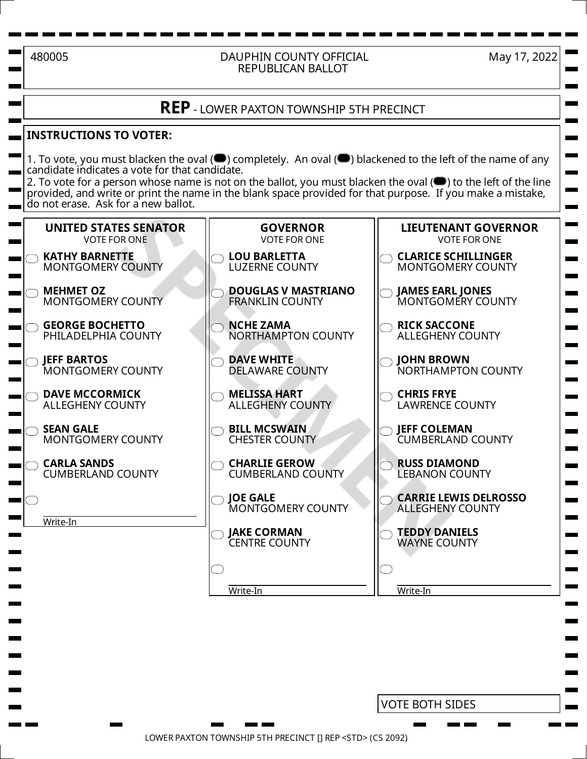480005

DAUPHIN COUNTY OFFICIAL
REPUBLICAN BALLOT

May 17, 2022

# REP - LOWER PAXTON TOWNSHIP 5TH PRECINCT

**INSTRUCTIONS TO VOTER:**

1. To vote, you must blacken the oval (⬬) completely. An oval (⬬) blackened to the left of the name of any candidate indicates a vote for that candidate.
2. To vote for a person whose name is not on the ballot, you must blacken the oval (⬬) to the left of the line provided, and write or print the name in the blank space provided for that purpose. If you make a mistake, do not erase. Ask for a new ballot.

## UNITED STATES SENATOR
VOTE FOR ONE

- **KATHY BARNETTE** MONTGOMERY COUNTY
- **MEHMET OZ** MONTGOMERY COUNTY
- **GEORGE BOCHETTO** PHILADELPHIA COUNTY
- **JEFF BARTOS** MONTGOMERY COUNTY
- **DAVE MCCORMICK** ALLEGHENY COUNTY
- **SEAN GALE** MONTGOMERY COUNTY
- **CARLA SANDS** CUMBERLAND COUNTY
- Write-In

## GOVERNOR
VOTE FOR ONE

- **LOU BARLETTA** LUZERNE COUNTY
- **DOUGLAS V MASTRIANO** FRANKLIN COUNTY
- **NCHE ZAMA** NORTHAMPTON COUNTY
- **DAVE WHITE** DELAWARE COUNTY
- **MELISSA HART** ALLEGHENY COUNTY
- **BILL MCSWAIN** CHESTER COUNTY
- **CHARLIE GEROW** CUMBERLAND COUNTY
- **JOE GALE** MONTGOMERY COUNTY
- **JAKE CORMAN** CENTRE COUNTY
- Write-In

## LIEUTENANT GOVERNOR
VOTE FOR ONE

- **CLARICE SCHILLINGER** MONTGOMERY COUNTY
- **JAMES EARL JONES** MONTGOMERY COUNTY
- **RICK SACCONE** ALLEGHENY COUNTY
- **JOHN BROWN** NORTHAMPTON COUNTY
- **CHRIS FRYE** LAWRENCE COUNTY
- **JEFF COLEMAN** CUMBERLAND COUNTY
- **RUSS DIAMOND** LEBANON COUNTY
- **CARRIE LEWIS DELROSSO** ALLEGHENY COUNTY
- **TEDDY DANIELS** WAYNE COUNTY
- Write-In

VOTE BOTH SIDES

LOWER PAXTON TOWNSHIP 5TH PRECINCT [] REP <STD> (CS 2092)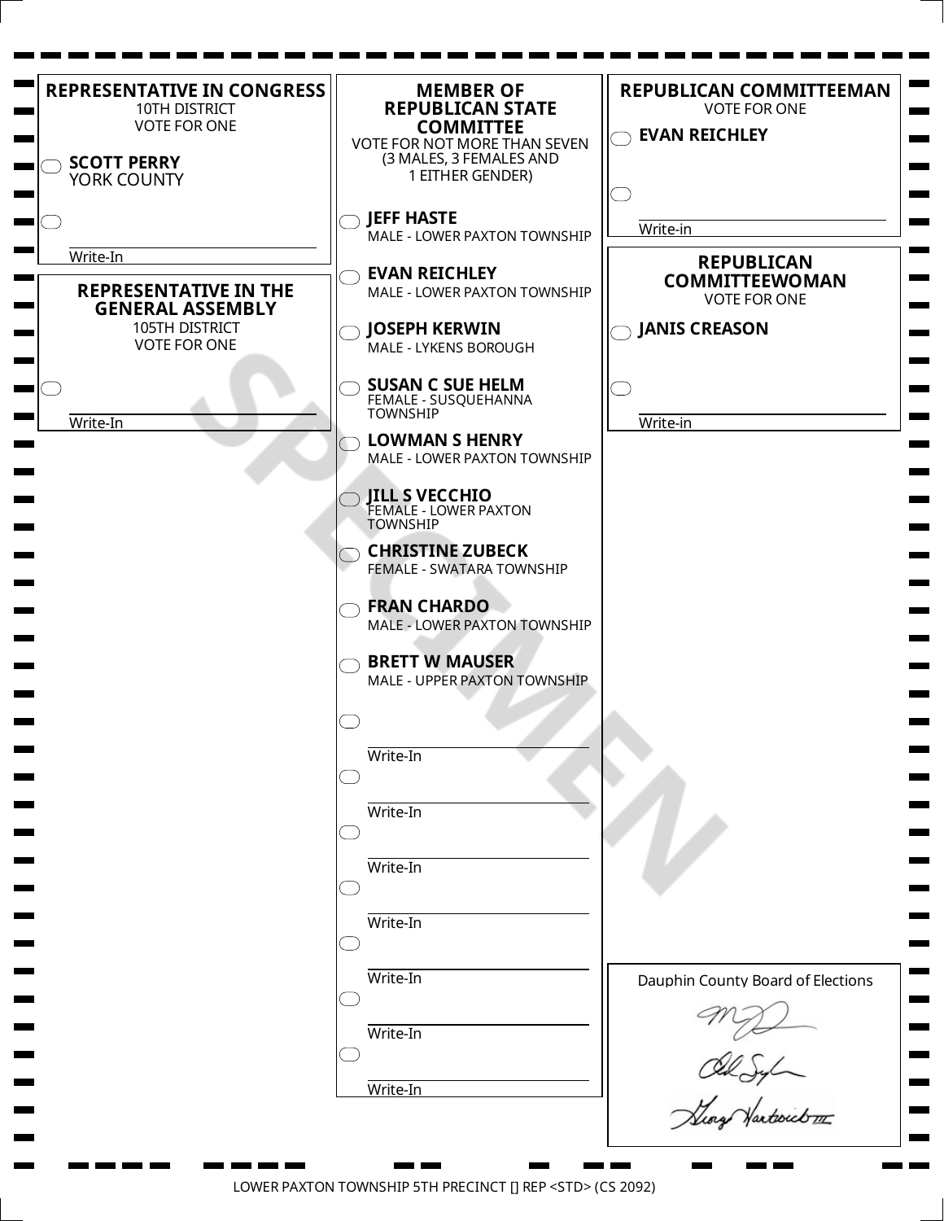## REPRESENTATIVE IN CONGRESS

10TH DISTRICT
VOTE FOR ONE

- **SCOTT PERRY**
  YORK COUNTY
- Write-In

## REPRESENTATIVE IN THE GENERAL ASSEMBLY

105TH DISTRICT
VOTE FOR ONE

- Write-In

## MEMBER OF REPUBLICAN STATE COMMITTEE

VOTE FOR NOT MORE THAN SEVEN
(3 MALES, 3 FEMALES AND
1 EITHER GENDER)

- **JEFF HASTE**
  MALE - LOWER PAXTON TOWNSHIP
- **EVAN REICHLEY**
  MALE - LOWER PAXTON TOWNSHIP
- **JOSEPH KERWIN**
  MALE - LYKENS BOROUGH
- **SUSAN C SUE HELM**
  FEMALE - SUSQUEHANNA TOWNSHIP
- **LOWMAN S HENRY**
  MALE - LOWER PAXTON TOWNSHIP
- **JILL S VECCHIO**
  FEMALE - LOWER PAXTON TOWNSHIP
- **CHRISTINE ZUBECK**
  FEMALE - SWATARA TOWNSHIP
- **FRAN CHARDO**
  MALE - LOWER PAXTON TOWNSHIP
- **BRETT W MAUSER**
  MALE - UPPER PAXTON TOWNSHIP
- Write-In
- Write-In
- Write-In
- Write-In
- Write-In
- Write-In
- Write-In

## REPUBLICAN COMMITTEEMAN

VOTE FOR ONE

- **EVAN REICHLEY**
- Write-in

## REPUBLICAN COMMITTEEWOMAN

VOTE FOR ONE

- **JANIS CREASON**
- Write-in

SPECIMEN

Dauphin County Board of Elections

LOWER PAXTON TOWNSHIP 5TH PRECINCT [] REP <STD> (CS 2092)